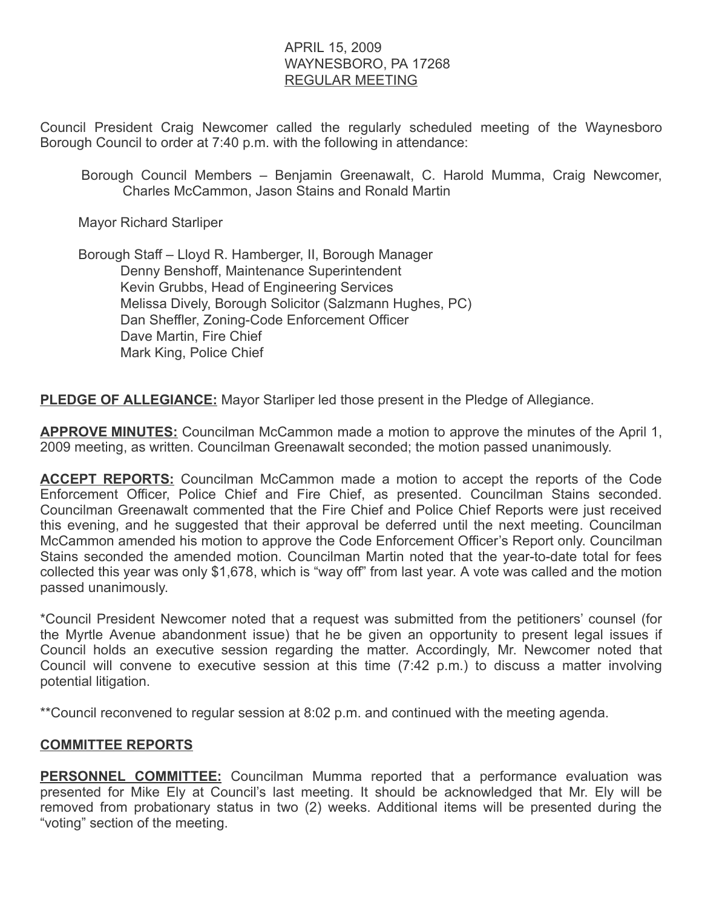APRIL 15, 2009
WAYNESBORO, PA 17268
REGULAR MEETING

Council President Craig Newcomer called the regularly scheduled meeting of the Waynesboro Borough Council to order at 7:40 p.m. with the following in attendance:

Borough Council Members – Benjamin Greenawalt, C. Harold Mumma, Craig Newcomer, Charles McCammon, Jason Stains and Ronald Martin

Mayor Richard Starliper

Borough Staff – Lloyd R. Hamberger, II, Borough Manager
Denny Benshoff, Maintenance Superintendent
Kevin Grubbs, Head of Engineering Services
Melissa Dively, Borough Solicitor (Salzmann Hughes, PC)
Dan Sheffler, Zoning-Code Enforcement Officer
Dave Martin, Fire Chief
Mark King, Police Chief

**PLEDGE OF ALLEGIANCE:** Mayor Starliper led those present in the Pledge of Allegiance.

**APPROVE MINUTES:** Councilman McCammon made a motion to approve the minutes of the April 1, 2009 meeting, as written. Councilman Greenawalt seconded; the motion passed unanimously.

**ACCEPT REPORTS:** Councilman McCammon made a motion to accept the reports of the Code Enforcement Officer, Police Chief and Fire Chief, as presented. Councilman Stains seconded. Councilman Greenawalt commented that the Fire Chief and Police Chief Reports were just received this evening, and he suggested that their approval be deferred until the next meeting. Councilman McCammon amended his motion to approve the Code Enforcement Officer's Report only. Councilman Stains seconded the amended motion. Councilman Martin noted that the year-to-date total for fees collected this year was only $1,678, which is "way off" from last year. A vote was called and the motion passed unanimously.

*Council President Newcomer noted that a request was submitted from the petitioners' counsel (for the Myrtle Avenue abandonment issue) that he be given an opportunity to present legal issues if Council holds an executive session regarding the matter. Accordingly, Mr. Newcomer noted that Council will convene to executive session at this time (7:42 p.m.) to discuss a matter involving potential litigation.

**Council reconvened to regular session at 8:02 p.m. and continued with the meeting agenda.

**COMMITTEE REPORTS**

**PERSONNEL COMMITTEE:** Councilman Mumma reported that a performance evaluation was presented for Mike Ely at Council's last meeting. It should be acknowledged that Mr. Ely will be removed from probationary status in two (2) weeks. Additional items will be presented during the "voting" section of the meeting.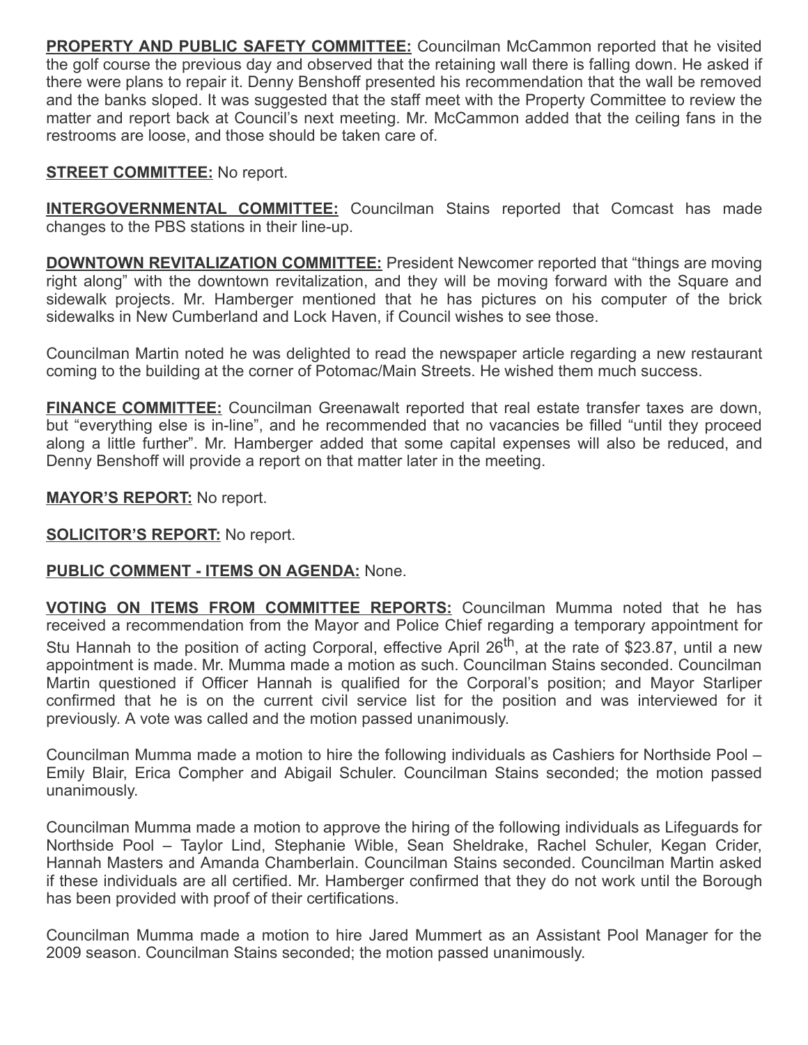**PROPERTY AND PUBLIC SAFETY COMMITTEE:** Councilman McCammon reported that he visited the golf course the previous day and observed that the retaining wall there is falling down. He asked if there were plans to repair it. Denny Benshoff presented his recommendation that the wall be removed and the banks sloped. It was suggested that the staff meet with the Property Committee to review the matter and report back at Council's next meeting. Mr. McCammon added that the ceiling fans in the restrooms are loose, and those should be taken care of.

**STREET COMMITTEE:** No report.

**INTERGOVERNMENTAL COMMITTEE:** Councilman Stains reported that Comcast has made changes to the PBS stations in their line-up.

**DOWNTOWN REVITALIZATION COMMITTEE:** President Newcomer reported that "things are moving right along" with the downtown revitalization, and they will be moving forward with the Square and sidewalk projects. Mr. Hamberger mentioned that he has pictures on his computer of the brick sidewalks in New Cumberland and Lock Haven, if Council wishes to see those.

Councilman Martin noted he was delighted to read the newspaper article regarding a new restaurant coming to the building at the corner of Potomac/Main Streets. He wished them much success.

**FINANCE COMMITTEE:** Councilman Greenawalt reported that real estate transfer taxes are down, but "everything else is in-line", and he recommended that no vacancies be filled "until they proceed along a little further". Mr. Hamberger added that some capital expenses will also be reduced, and Denny Benshoff will provide a report on that matter later in the meeting.

**MAYOR'S REPORT:** No report.

**SOLICITOR'S REPORT:** No report.

**PUBLIC COMMENT - ITEMS ON AGENDA:** None.

**VOTING ON ITEMS FROM COMMITTEE REPORTS:** Councilman Mumma noted that he has received a recommendation from the Mayor and Police Chief regarding a temporary appointment for Stu Hannah to the position of acting Corporal, effective April 26th, at the rate of $23.87, until a new appointment is made. Mr. Mumma made a motion as such. Councilman Stains seconded. Councilman Martin questioned if Officer Hannah is qualified for the Corporal's position; and Mayor Starliper confirmed that he is on the current civil service list for the position and was interviewed for it previously. A vote was called and the motion passed unanimously.

Councilman Mumma made a motion to hire the following individuals as Cashiers for Northside Pool – Emily Blair, Erica Compher and Abigail Schuler. Councilman Stains seconded; the motion passed unanimously.

Councilman Mumma made a motion to approve the hiring of the following individuals as Lifeguards for Northside Pool – Taylor Lind, Stephanie Wible, Sean Sheldrake, Rachel Schuler, Kegan Crider, Hannah Masters and Amanda Chamberlain. Councilman Stains seconded. Councilman Martin asked if these individuals are all certified. Mr. Hamberger confirmed that they do not work until the Borough has been provided with proof of their certifications.

Councilman Mumma made a motion to hire Jared Mummert as an Assistant Pool Manager for the 2009 season. Councilman Stains seconded; the motion passed unanimously.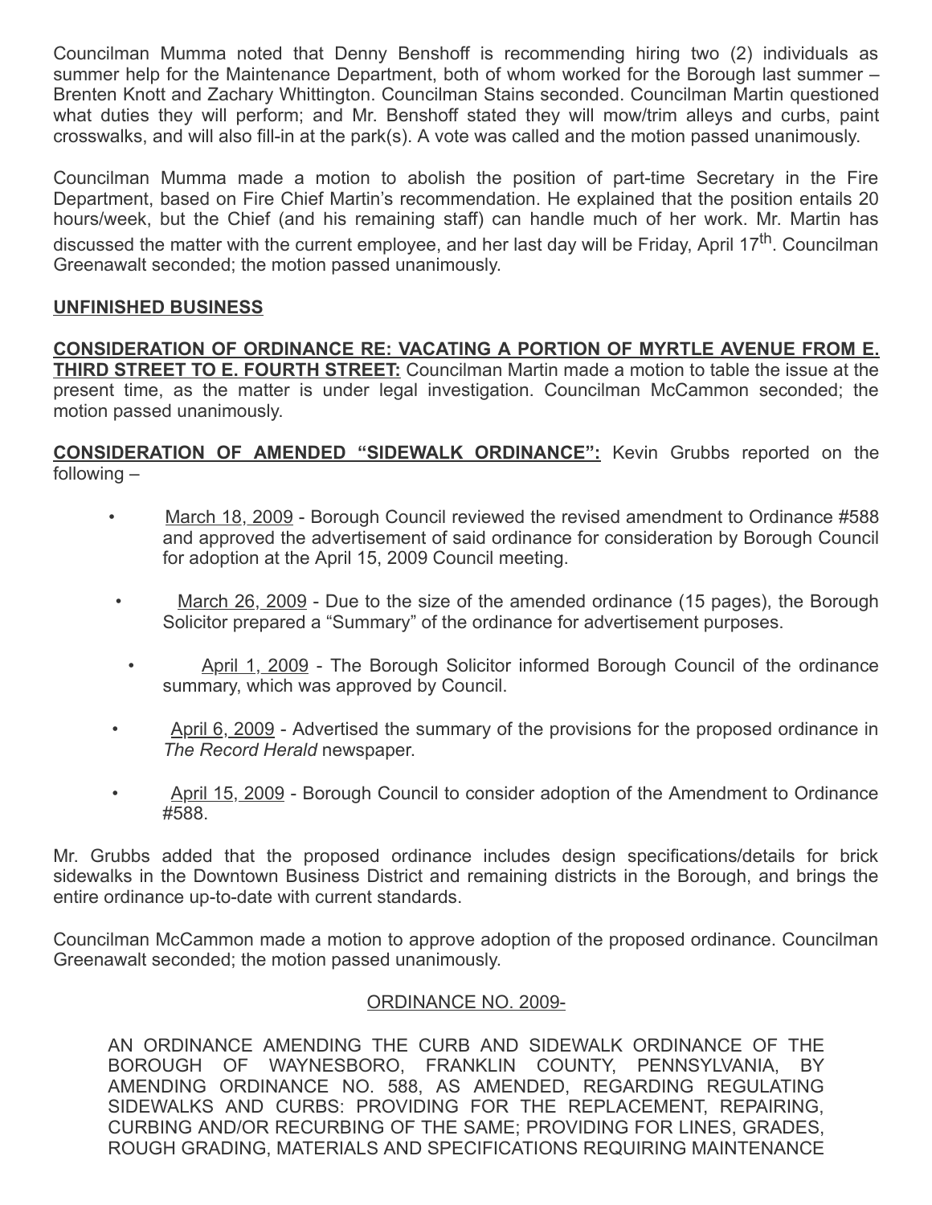Councilman Mumma noted that Denny Benshoff is recommending hiring two (2) individuals as summer help for the Maintenance Department, both of whom worked for the Borough last summer – Brenten Knott and Zachary Whittington. Councilman Stains seconded. Councilman Martin questioned what duties they will perform; and Mr. Benshoff stated they will mow/trim alleys and curbs, paint crosswalks, and will also fill-in at the park(s). A vote was called and the motion passed unanimously.

Councilman Mumma made a motion to abolish the position of part-time Secretary in the Fire Department, based on Fire Chief Martin's recommendation. He explained that the position entails 20 hours/week, but the Chief (and his remaining staff) can handle much of her work. Mr. Martin has discussed the matter with the current employee, and her last day will be Friday, April 17th. Councilman Greenawalt seconded; the motion passed unanimously.

**UNFINISHED BUSINESS**

**CONSIDERATION OF ORDINANCE RE: VACATING A PORTION OF MYRTLE AVENUE FROM E. THIRD STREET TO E. FOURTH STREET:** Councilman Martin made a motion to table the issue at the present time, as the matter is under legal investigation. Councilman McCammon seconded; the motion passed unanimously.

**CONSIDERATION OF AMENDED "SIDEWALK ORDINANCE":** Kevin Grubbs reported on the following –

- March 18, 2009 - Borough Council reviewed the revised amendment to Ordinance #588 and approved the advertisement of said ordinance for consideration by Borough Council for adoption at the April 15, 2009 Council meeting.
- March 26, 2009 - Due to the size of the amended ordinance (15 pages), the Borough Solicitor prepared a "Summary" of the ordinance for advertisement purposes.
- April 1, 2009 - The Borough Solicitor informed Borough Council of the ordinance summary, which was approved by Council.
- April 6, 2009 - Advertised the summary of the provisions for the proposed ordinance in *The Record Herald* newspaper.
- April 15, 2009 - Borough Council to consider adoption of the Amendment to Ordinance #588.

Mr. Grubbs added that the proposed ordinance includes design specifications/details for brick sidewalks in the Downtown Business District and remaining districts in the Borough, and brings the entire ordinance up-to-date with current standards.

Councilman McCammon made a motion to approve adoption of the proposed ordinance. Councilman Greenawalt seconded; the motion passed unanimously.

ORDINANCE NO. 2009-

AN ORDINANCE AMENDING THE CURB AND SIDEWALK ORDINANCE OF THE BOROUGH OF WAYNESBORO, FRANKLIN COUNTY, PENNSYLVANIA, BY AMENDING ORDINANCE NO. 588, AS AMENDED, REGARDING REGULATING SIDEWALKS AND CURBS: PROVIDING FOR THE REPLACEMENT, REPAIRING, CURBING AND/OR RECURBING OF THE SAME; PROVIDING FOR LINES, GRADES, ROUGH GRADING, MATERIALS AND SPECIFICATIONS REQUIRING MAINTENANCE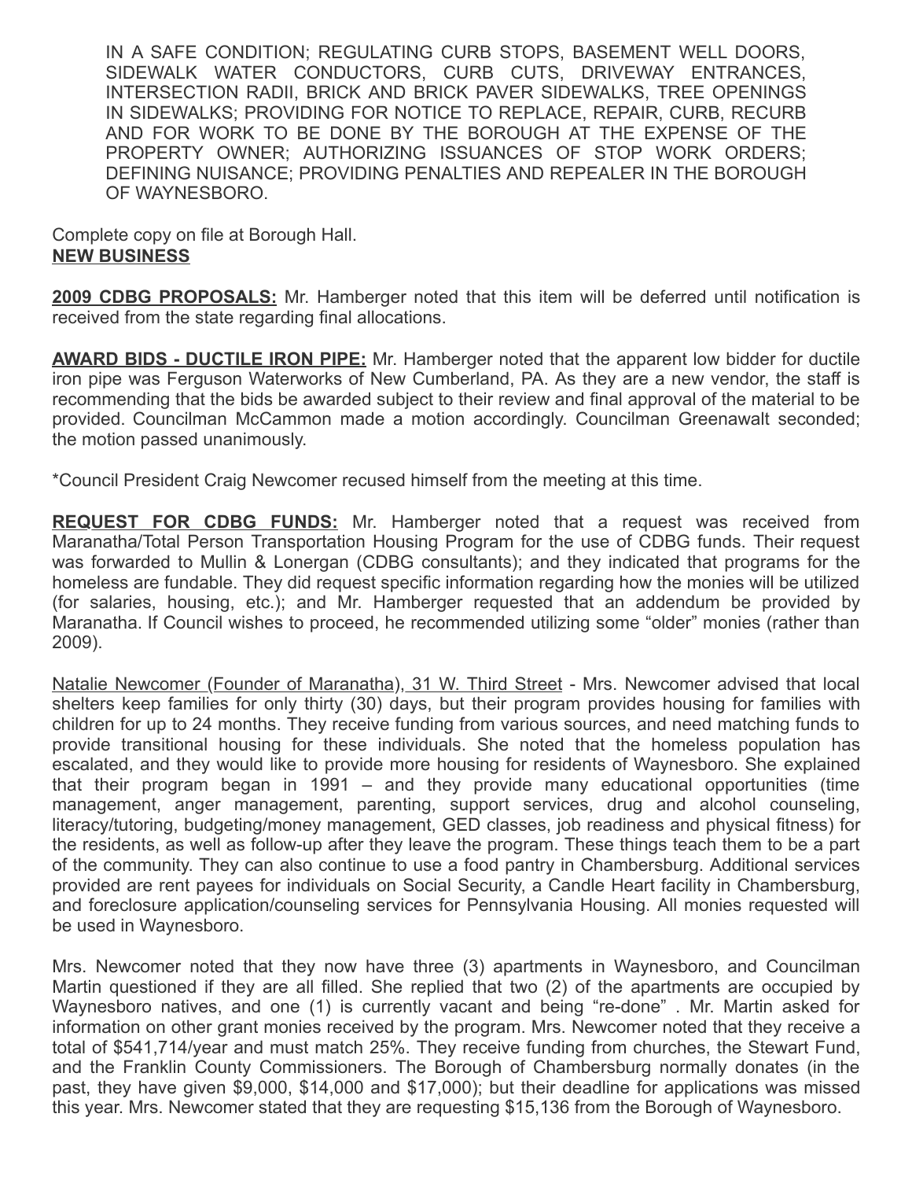IN A SAFE CONDITION; REGULATING CURB STOPS, BASEMENT WELL DOORS, SIDEWALK WATER CONDUCTORS, CURB CUTS, DRIVEWAY ENTRANCES, INTERSECTION RADII, BRICK AND BRICK PAVER SIDEWALKS, TREE OPENINGS IN SIDEWALKS; PROVIDING FOR NOTICE TO REPLACE, REPAIR, CURB, RECURB AND FOR WORK TO BE DONE BY THE BOROUGH AT THE EXPENSE OF THE PROPERTY OWNER; AUTHORIZING ISSUANCES OF STOP WORK ORDERS; DEFINING NUISANCE; PROVIDING PENALTIES AND REPEALER IN THE BOROUGH OF WAYNESBORO.

Complete copy on file at Borough Hall.

**NEW BUSINESS**

**2009 CDBG PROPOSALS:** Mr. Hamberger noted that this item will be deferred until notification is received from the state regarding final allocations.

**AWARD BIDS - DUCTILE IRON PIPE:** Mr. Hamberger noted that the apparent low bidder for ductile iron pipe was Ferguson Waterworks of New Cumberland, PA. As they are a new vendor, the staff is recommending that the bids be awarded subject to their review and final approval of the material to be provided. Councilman McCammon made a motion accordingly. Councilman Greenawalt seconded; the motion passed unanimously.

*Council President Craig Newcomer recused himself from the meeting at this time.

**REQUEST FOR CDBG FUNDS:** Mr. Hamberger noted that a request was received from Maranatha/Total Person Transportation Housing Program for the use of CDBG funds. Their request was forwarded to Mullin & Lonergan (CDBG consultants); and they indicated that programs for the homeless are fundable. They did request specific information regarding how the monies will be utilized (for salaries, housing, etc.); and Mr. Hamberger requested that an addendum be provided by Maranatha. If Council wishes to proceed, he recommended utilizing some "older" monies (rather than 2009).

Natalie Newcomer (Founder of Maranatha), 31 W. Third Street - Mrs. Newcomer advised that local shelters keep families for only thirty (30) days, but their program provides housing for families with children for up to 24 months. They receive funding from various sources, and need matching funds to provide transitional housing for these individuals. She noted that the homeless population has escalated, and they would like to provide more housing for residents of Waynesboro. She explained that their program began in 1991 – and they provide many educational opportunities (time management, anger management, parenting, support services, drug and alcohol counseling, literacy/tutoring, budgeting/money management, GED classes, job readiness and physical fitness) for the residents, as well as follow-up after they leave the program. These things teach them to be a part of the community. They can also continue to use a food pantry in Chambersburg. Additional services provided are rent payees for individuals on Social Security, a Candle Heart facility in Chambersburg, and foreclosure application/counseling services for Pennsylvania Housing. All monies requested will be used in Waynesboro.

Mrs. Newcomer noted that they now have three (3) apartments in Waynesboro, and Councilman Martin questioned if they are all filled. She replied that two (2) of the apartments are occupied by Waynesboro natives, and one (1) is currently vacant and being "re-done" . Mr. Martin asked for information on other grant monies received by the program. Mrs. Newcomer noted that they receive a total of $541,714/year and must match 25%. They receive funding from churches, the Stewart Fund, and the Franklin County Commissioners. The Borough of Chambersburg normally donates (in the past, they have given $9,000, $14,000 and $17,000); but their deadline for applications was missed this year. Mrs. Newcomer stated that they are requesting $15,136 from the Borough of Waynesboro.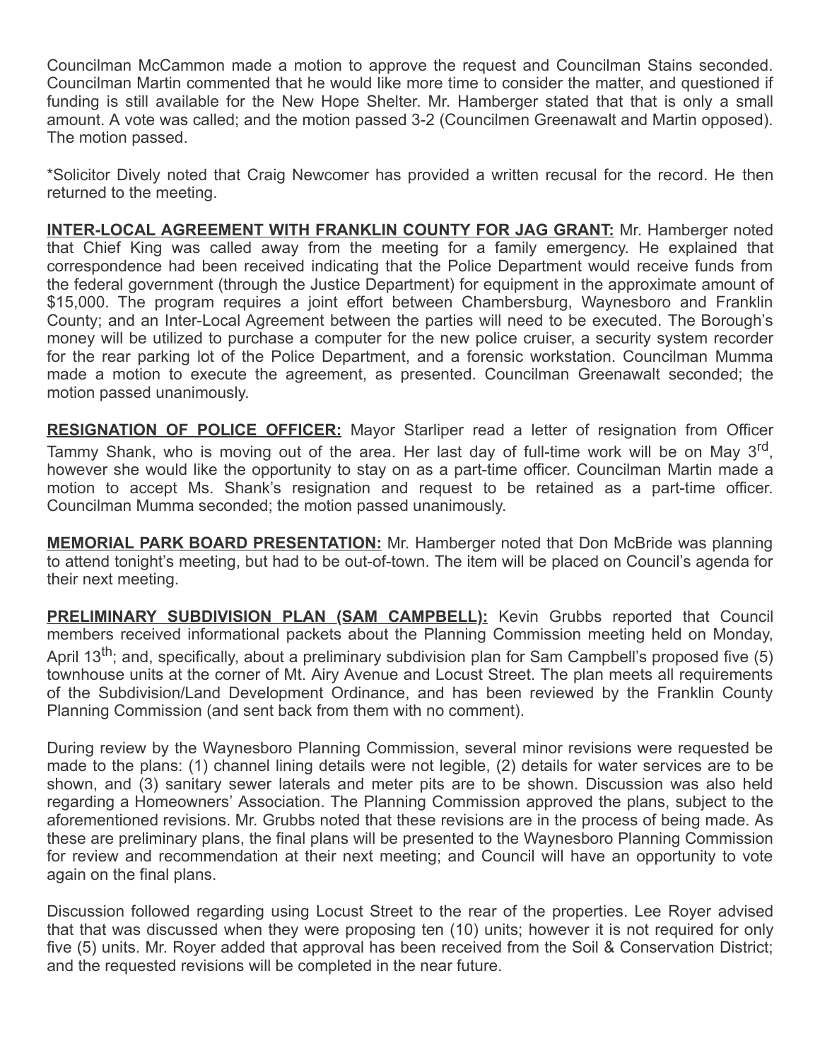Councilman McCammon made a motion to approve the request and Councilman Stains seconded. Councilman Martin commented that he would like more time to consider the matter, and questioned if funding is still available for the New Hope Shelter. Mr. Hamberger stated that that is only a small amount. A vote was called; and the motion passed 3-2 (Councilmen Greenawalt and Martin opposed). The motion passed.

*Solicitor Dively noted that Craig Newcomer has provided a written recusal for the record. He then returned to the meeting.

**INTER-LOCAL AGREEMENT WITH FRANKLIN COUNTY FOR JAG GRANT:** Mr. Hamberger noted that Chief King was called away from the meeting for a family emergency. He explained that correspondence had been received indicating that the Police Department would receive funds from the federal government (through the Justice Department) for equipment in the approximate amount of $15,000. The program requires a joint effort between Chambersburg, Waynesboro and Franklin County; and an Inter-Local Agreement between the parties will need to be executed. The Borough's money will be utilized to purchase a computer for the new police cruiser, a security system recorder for the rear parking lot of the Police Department, and a forensic workstation. Councilman Mumma made a motion to execute the agreement, as presented. Councilman Greenawalt seconded; the motion passed unanimously.

**RESIGNATION OF POLICE OFFICER:** Mayor Starliper read a letter of resignation from Officer Tammy Shank, who is moving out of the area. Her last day of full-time work will be on May 3rd, however she would like the opportunity to stay on as a part-time officer. Councilman Martin made a motion to accept Ms. Shank's resignation and request to be retained as a part-time officer. Councilman Mumma seconded; the motion passed unanimously.

**MEMORIAL PARK BOARD PRESENTATION:** Mr. Hamberger noted that Don McBride was planning to attend tonight's meeting, but had to be out-of-town. The item will be placed on Council's agenda for their next meeting.

**PRELIMINARY SUBDIVISION PLAN (SAM CAMPBELL):** Kevin Grubbs reported that Council members received informational packets about the Planning Commission meeting held on Monday, April 13th; and, specifically, about a preliminary subdivision plan for Sam Campbell's proposed five (5) townhouse units at the corner of Mt. Airy Avenue and Locust Street. The plan meets all requirements of the Subdivision/Land Development Ordinance, and has been reviewed by the Franklin County Planning Commission (and sent back from them with no comment).

During review by the Waynesboro Planning Commission, several minor revisions were requested be made to the plans: (1) channel lining details were not legible, (2) details for water services are to be shown, and (3) sanitary sewer laterals and meter pits are to be shown. Discussion was also held regarding a Homeowners' Association. The Planning Commission approved the plans, subject to the aforementioned revisions. Mr. Grubbs noted that these revisions are in the process of being made. As these are preliminary plans, the final plans will be presented to the Waynesboro Planning Commission for review and recommendation at their next meeting; and Council will have an opportunity to vote again on the final plans.

Discussion followed regarding using Locust Street to the rear of the properties. Lee Royer advised that that was discussed when they were proposing ten (10) units; however it is not required for only five (5) units. Mr. Royer added that approval has been received from the Soil & Conservation District; and the requested revisions will be completed in the near future.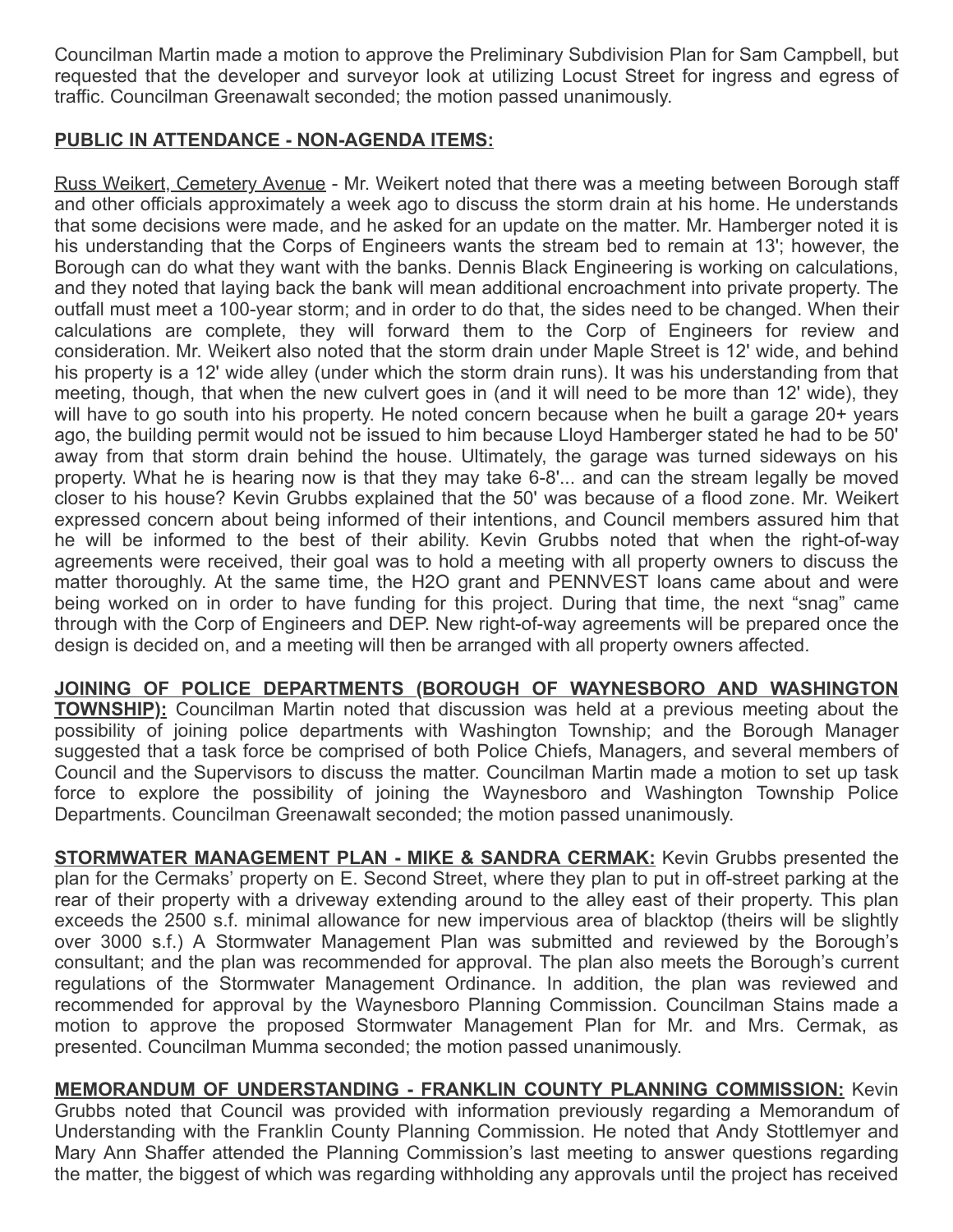Councilman Martin made a motion to approve the Preliminary Subdivision Plan for Sam Campbell, but requested that the developer and surveyor look at utilizing Locust Street for ingress and egress of traffic. Councilman Greenawalt seconded; the motion passed unanimously.

**PUBLIC IN ATTENDANCE - NON-AGENDA ITEMS:**

Russ Weikert, Cemetery Avenue - Mr. Weikert noted that there was a meeting between Borough staff and other officials approximately a week ago to discuss the storm drain at his home. He understands that some decisions were made, and he asked for an update on the matter. Mr. Hamberger noted it is his understanding that the Corps of Engineers wants the stream bed to remain at 13'; however, the Borough can do what they want with the banks. Dennis Black Engineering is working on calculations, and they noted that laying back the bank will mean additional encroachment into private property. The outfall must meet a 100-year storm; and in order to do that, the sides need to be changed. When their calculations are complete, they will forward them to the Corp of Engineers for review and consideration. Mr. Weikert also noted that the storm drain under Maple Street is 12' wide, and behind his property is a 12' wide alley (under which the storm drain runs). It was his understanding from that meeting, though, that when the new culvert goes in (and it will need to be more than 12' wide), they will have to go south into his property. He noted concern because when he built a garage 20+ years ago, the building permit would not be issued to him because Lloyd Hamberger stated he had to be 50' away from that storm drain behind the house. Ultimately, the garage was turned sideways on his property. What he is hearing now is that they may take 6-8'... and can the stream legally be moved closer to his house? Kevin Grubbs explained that the 50' was because of a flood zone. Mr. Weikert expressed concern about being informed of their intentions, and Council members assured him that he will be informed to the best of their ability. Kevin Grubbs noted that when the right-of-way agreements were received, their goal was to hold a meeting with all property owners to discuss the matter thoroughly. At the same time, the H2O grant and PENNVEST loans came about and were being worked on in order to have funding for this project. During that time, the next "snag" came through with the Corp of Engineers and DEP. New right-of-way agreements will be prepared once the design is decided on, and a meeting will then be arranged with all property owners affected.

**JOINING OF POLICE DEPARTMENTS (BOROUGH OF WAYNESBORO AND WASHINGTON TOWNSHIP):** Councilman Martin noted that discussion was held at a previous meeting about the possibility of joining police departments with Washington Township; and the Borough Manager suggested that a task force be comprised of both Police Chiefs, Managers, and several members of Council and the Supervisors to discuss the matter. Councilman Martin made a motion to set up task force to explore the possibility of joining the Waynesboro and Washington Township Police Departments. Councilman Greenawalt seconded; the motion passed unanimously.

**STORMWATER MANAGEMENT PLAN - MIKE & SANDRA CERMAK:** Kevin Grubbs presented the plan for the Cermaks' property on E. Second Street, where they plan to put in off-street parking at the rear of their property with a driveway extending around to the alley east of their property. This plan exceeds the 2500 s.f. minimal allowance for new impervious area of blacktop (theirs will be slightly over 3000 s.f.) A Stormwater Management Plan was submitted and reviewed by the Borough's consultant; and the plan was recommended for approval. The plan also meets the Borough's current regulations of the Stormwater Management Ordinance. In addition, the plan was reviewed and recommended for approval by the Waynesboro Planning Commission. Councilman Stains made a motion to approve the proposed Stormwater Management Plan for Mr. and Mrs. Cermak, as presented. Councilman Mumma seconded; the motion passed unanimously.

**MEMORANDUM OF UNDERSTANDING - FRANKLIN COUNTY PLANNING COMMISSION:** Kevin Grubbs noted that Council was provided with information previously regarding a Memorandum of Understanding with the Franklin County Planning Commission. He noted that Andy Stottlemyer and Mary Ann Shaffer attended the Planning Commission's last meeting to answer questions regarding the matter, the biggest of which was regarding withholding any approvals until the project has received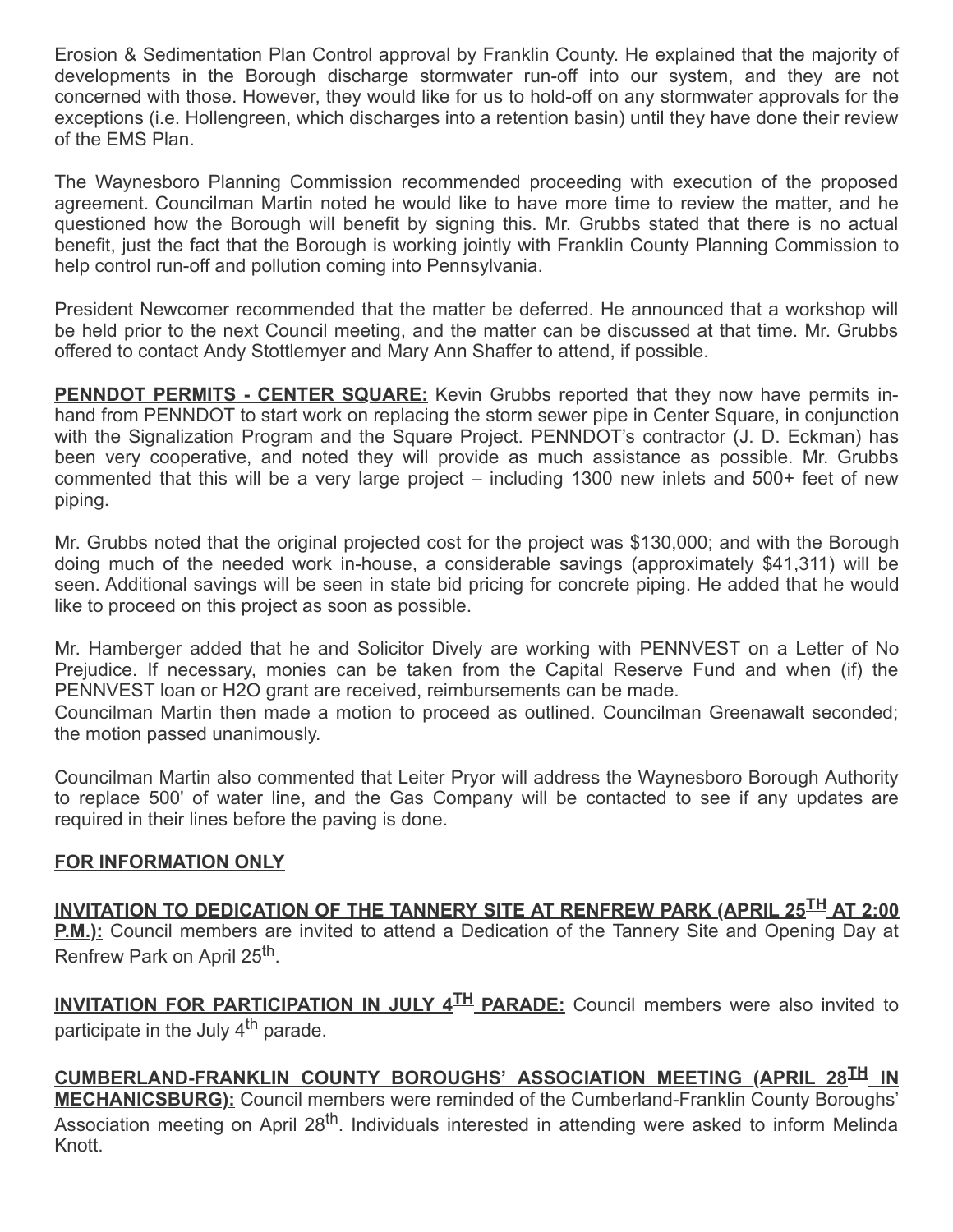Erosion & Sedimentation Plan Control approval by Franklin County. He explained that the majority of developments in the Borough discharge stormwater run-off into our system, and they are not concerned with those. However, they would like for us to hold-off on any stormwater approvals for the exceptions (i.e. Hollengreen, which discharges into a retention basin) until they have done their review of the EMS Plan.

The Waynesboro Planning Commission recommended proceeding with execution of the proposed agreement. Councilman Martin noted he would like to have more time to review the matter, and he questioned how the Borough will benefit by signing this. Mr. Grubbs stated that there is no actual benefit, just the fact that the Borough is working jointly with Franklin County Planning Commission to help control run-off and pollution coming into Pennsylvania.

President Newcomer recommended that the matter be deferred. He announced that a workshop will be held prior to the next Council meeting, and the matter can be discussed at that time. Mr. Grubbs offered to contact Andy Stottlemyer and Mary Ann Shaffer to attend, if possible.

**PENNDOT PERMITS - CENTER SQUARE:** Kevin Grubbs reported that they now have permits in-hand from PENNDOT to start work on replacing the storm sewer pipe in Center Square, in conjunction with the Signalization Program and the Square Project. PENNDOT's contractor (J. D. Eckman) has been very cooperative, and noted they will provide as much assistance as possible. Mr. Grubbs commented that this will be a very large project – including 1300 new inlets and 500+ feet of new piping.

Mr. Grubbs noted that the original projected cost for the project was $130,000; and with the Borough doing much of the needed work in-house, a considerable savings (approximately $41,311) will be seen. Additional savings will be seen in state bid pricing for concrete piping. He added that he would like to proceed on this project as soon as possible.

Mr. Hamberger added that he and Solicitor Dively are working with PENNVEST on a Letter of No Prejudice. If necessary, monies can be taken from the Capital Reserve Fund and when (if) the PENNVEST loan or H2O grant are received, reimbursements can be made.
Councilman Martin then made a motion to proceed as outlined. Councilman Greenawalt seconded; the motion passed unanimously.

Councilman Martin also commented that Leiter Pryor will address the Waynesboro Borough Authority to replace 500' of water line, and the Gas Company will be contacted to see if any updates are required in their lines before the paving is done.

**FOR INFORMATION ONLY**

**INVITATION TO DEDICATION OF THE TANNERY SITE AT RENFREW PARK (APRIL 25TH AT 2:00 P.M.):** Council members are invited to attend a Dedication of the Tannery Site and Opening Day at Renfrew Park on April 25th.

**INVITATION FOR PARTICIPATION IN JULY 4TH PARADE:** Council members were also invited to participate in the July 4th parade.

**CUMBERLAND-FRANKLIN COUNTY BOROUGHS' ASSOCIATION MEETING (APRIL 28TH IN MECHANICSBURG):** Council members were reminded of the Cumberland-Franklin County Boroughs' Association meeting on April 28th. Individuals interested in attending were asked to inform Melinda Knott.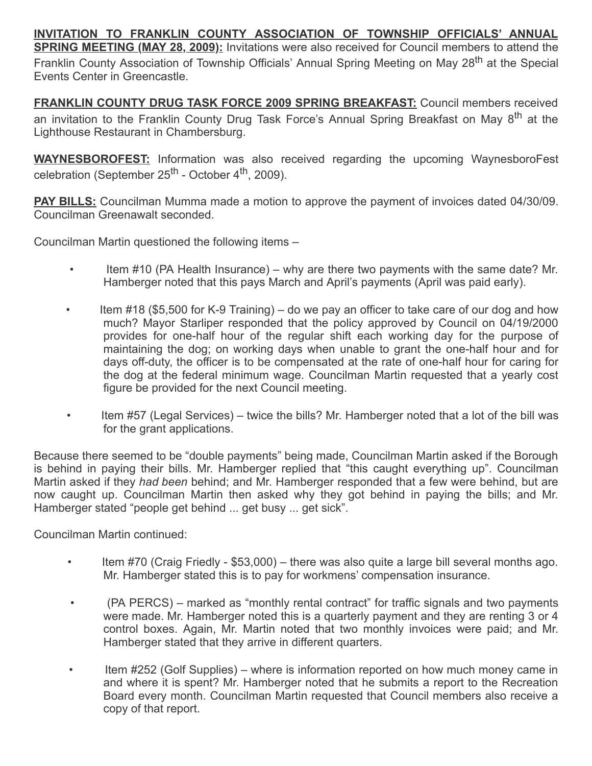**INVITATION TO FRANKLIN COUNTY ASSOCIATION OF TOWNSHIP OFFICIALS' ANNUAL SPRING MEETING (MAY 28, 2009):** Invitations were also received for Council members to attend the Franklin County Association of Township Officials' Annual Spring Meeting on May 28th at the Special Events Center in Greencastle.

**FRANKLIN COUNTY DRUG TASK FORCE 2009 SPRING BREAKFAST:** Council members received an invitation to the Franklin County Drug Task Force's Annual Spring Breakfast on May 8th at the Lighthouse Restaurant in Chambersburg.

**WAYNESBOROFEST:** Information was also received regarding the upcoming WaynesboroFest celebration (September 25th - October 4th, 2009).

**PAY BILLS:** Councilman Mumma made a motion to approve the payment of invoices dated 04/30/09. Councilman Greenawalt seconded.

Councilman Martin questioned the following items –

- Item #10 (PA Health Insurance) – why are there two payments with the same date? Mr. Hamberger noted that this pays March and April's payments (April was paid early).
- Item #18 ($5,500 for K-9 Training) – do we pay an officer to take care of our dog and how much? Mayor Starliper responded that the policy approved by Council on 04/19/2000 provides for one-half hour of the regular shift each working day for the purpose of maintaining the dog; on working days when unable to grant the one-half hour and for days off-duty, the officer is to be compensated at the rate of one-half hour for caring for the dog at the federal minimum wage. Councilman Martin requested that a yearly cost figure be provided for the next Council meeting.
- Item #57 (Legal Services) – twice the bills? Mr. Hamberger noted that a lot of the bill was for the grant applications.

Because there seemed to be "double payments" being made, Councilman Martin asked if the Borough is behind in paying their bills. Mr. Hamberger replied that "this caught everything up". Councilman Martin asked if they *had been* behind; and Mr. Hamberger responded that a few were behind, but are now caught up. Councilman Martin then asked why they got behind in paying the bills; and Mr. Hamberger stated "people get behind ... get busy ... get sick".

Councilman Martin continued:

- Item #70 (Craig Friedly - $53,000) – there was also quite a large bill several months ago. Mr. Hamberger stated this is to pay for workmens' compensation insurance.
- (PA PERCS) – marked as "monthly rental contract" for traffic signals and two payments were made. Mr. Hamberger noted this is a quarterly payment and they are renting 3 or 4 control boxes. Again, Mr. Martin noted that two monthly invoices were paid; and Mr. Hamberger stated that they arrive in different quarters.
- Item #252 (Golf Supplies) – where is information reported on how much money came in and where it is spent? Mr. Hamberger noted that he submits a report to the Recreation Board every month. Councilman Martin requested that Council members also receive a copy of that report.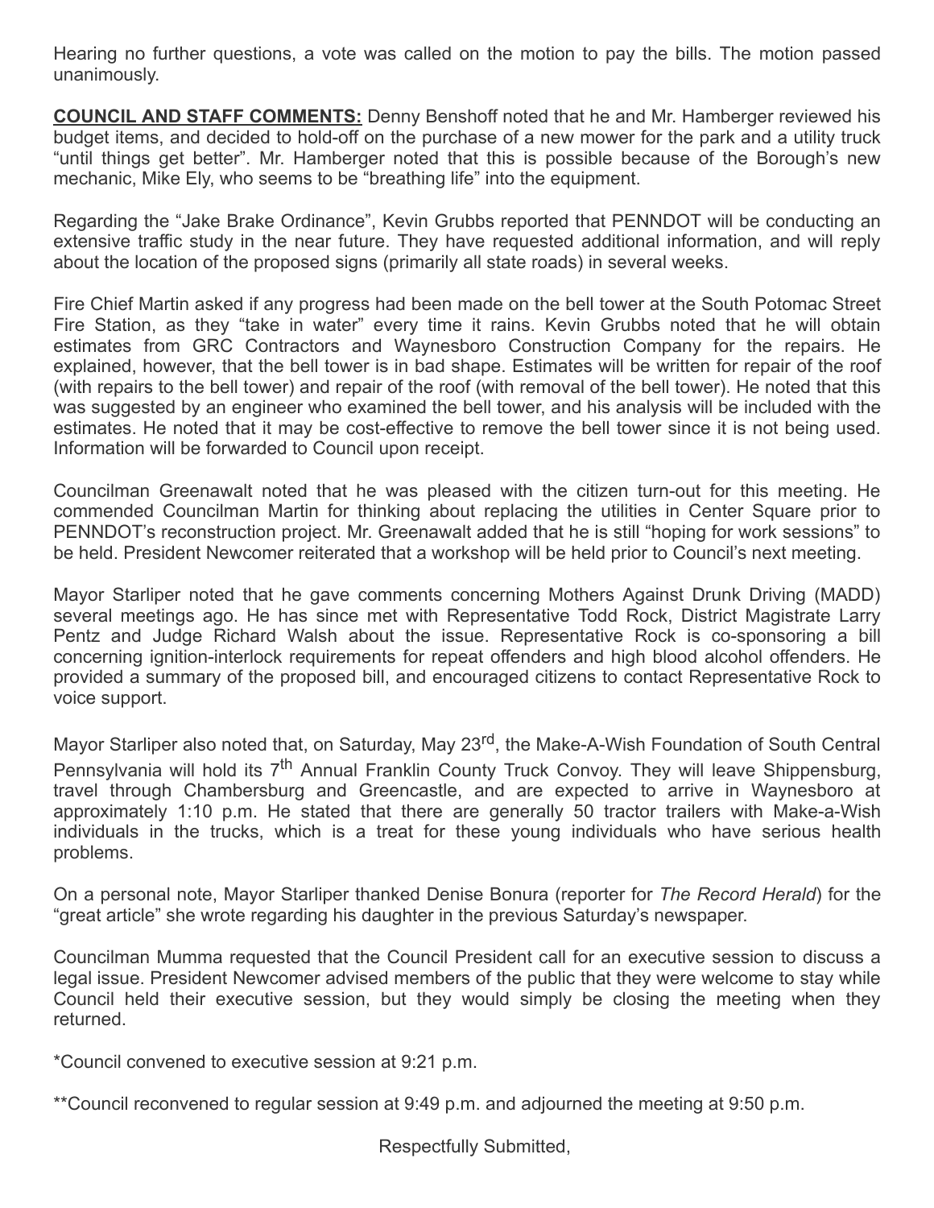Hearing no further questions, a vote was called on the motion to pay the bills. The motion passed unanimously.

**COUNCIL AND STAFF COMMENTS:** Denny Benshoff noted that he and Mr. Hamberger reviewed his budget items, and decided to hold-off on the purchase of a new mower for the park and a utility truck "until things get better". Mr. Hamberger noted that this is possible because of the Borough's new mechanic, Mike Ely, who seems to be "breathing life" into the equipment.

Regarding the "Jake Brake Ordinance", Kevin Grubbs reported that PENNDOT will be conducting an extensive traffic study in the near future. They have requested additional information, and will reply about the location of the proposed signs (primarily all state roads) in several weeks.

Fire Chief Martin asked if any progress had been made on the bell tower at the South Potomac Street Fire Station, as they "take in water" every time it rains. Kevin Grubbs noted that he will obtain estimates from GRC Contractors and Waynesboro Construction Company for the repairs. He explained, however, that the bell tower is in bad shape. Estimates will be written for repair of the roof (with repairs to the bell tower) and repair of the roof (with removal of the bell tower). He noted that this was suggested by an engineer who examined the bell tower, and his analysis will be included with the estimates. He noted that it may be cost-effective to remove the bell tower since it is not being used. Information will be forwarded to Council upon receipt.

Councilman Greenawalt noted that he was pleased with the citizen turn-out for this meeting. He commended Councilman Martin for thinking about replacing the utilities in Center Square prior to PENNDOT's reconstruction project. Mr. Greenawalt added that he is still "hoping for work sessions" to be held. President Newcomer reiterated that a workshop will be held prior to Council's next meeting.

Mayor Starliper noted that he gave comments concerning Mothers Against Drunk Driving (MADD) several meetings ago. He has since met with Representative Todd Rock, District Magistrate Larry Pentz and Judge Richard Walsh about the issue. Representative Rock is co-sponsoring a bill concerning ignition-interlock requirements for repeat offenders and high blood alcohol offenders. He provided a summary of the proposed bill, and encouraged citizens to contact Representative Rock to voice support.

Mayor Starliper also noted that, on Saturday, May 23rd, the Make-A-Wish Foundation of South Central Pennsylvania will hold its 7th Annual Franklin County Truck Convoy. They will leave Shippensburg, travel through Chambersburg and Greencastle, and are expected to arrive in Waynesboro at approximately 1:10 p.m. He stated that there are generally 50 tractor trailers with Make-a-Wish individuals in the trucks, which is a treat for these young individuals who have serious health problems.

On a personal note, Mayor Starliper thanked Denise Bonura (reporter for *The Record Herald*) for the "great article" she wrote regarding his daughter in the previous Saturday's newspaper.

Councilman Mumma requested that the Council President call for an executive session to discuss a legal issue. President Newcomer advised members of the public that they were welcome to stay while Council held their executive session, but they would simply be closing the meeting when they returned.

*Council convened to executive session at 9:21 p.m.

**Council reconvened to regular session at 9:49 p.m. and adjourned the meeting at 9:50 p.m.

Respectfully Submitted,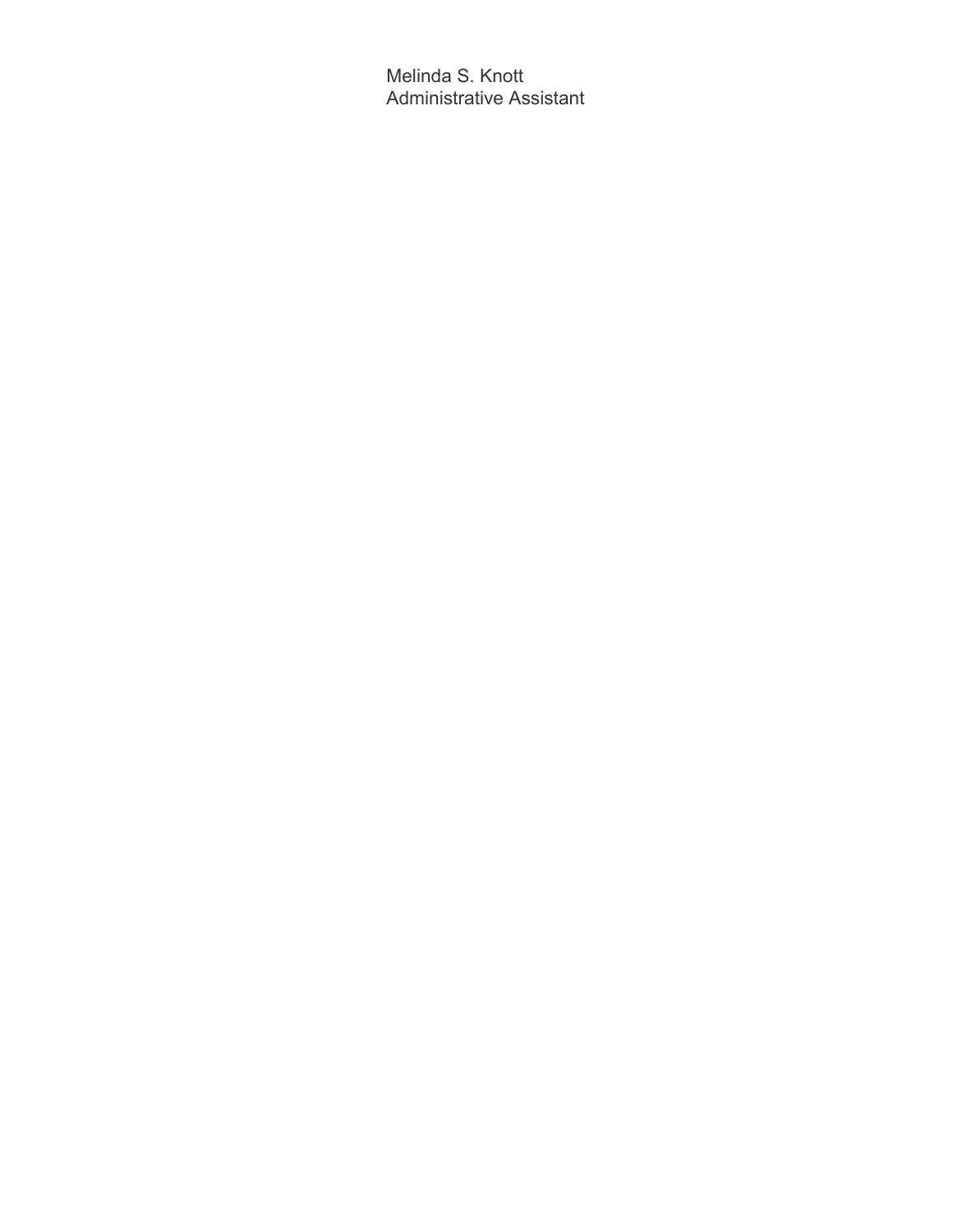Melinda S. Knott
Administrative Assistant